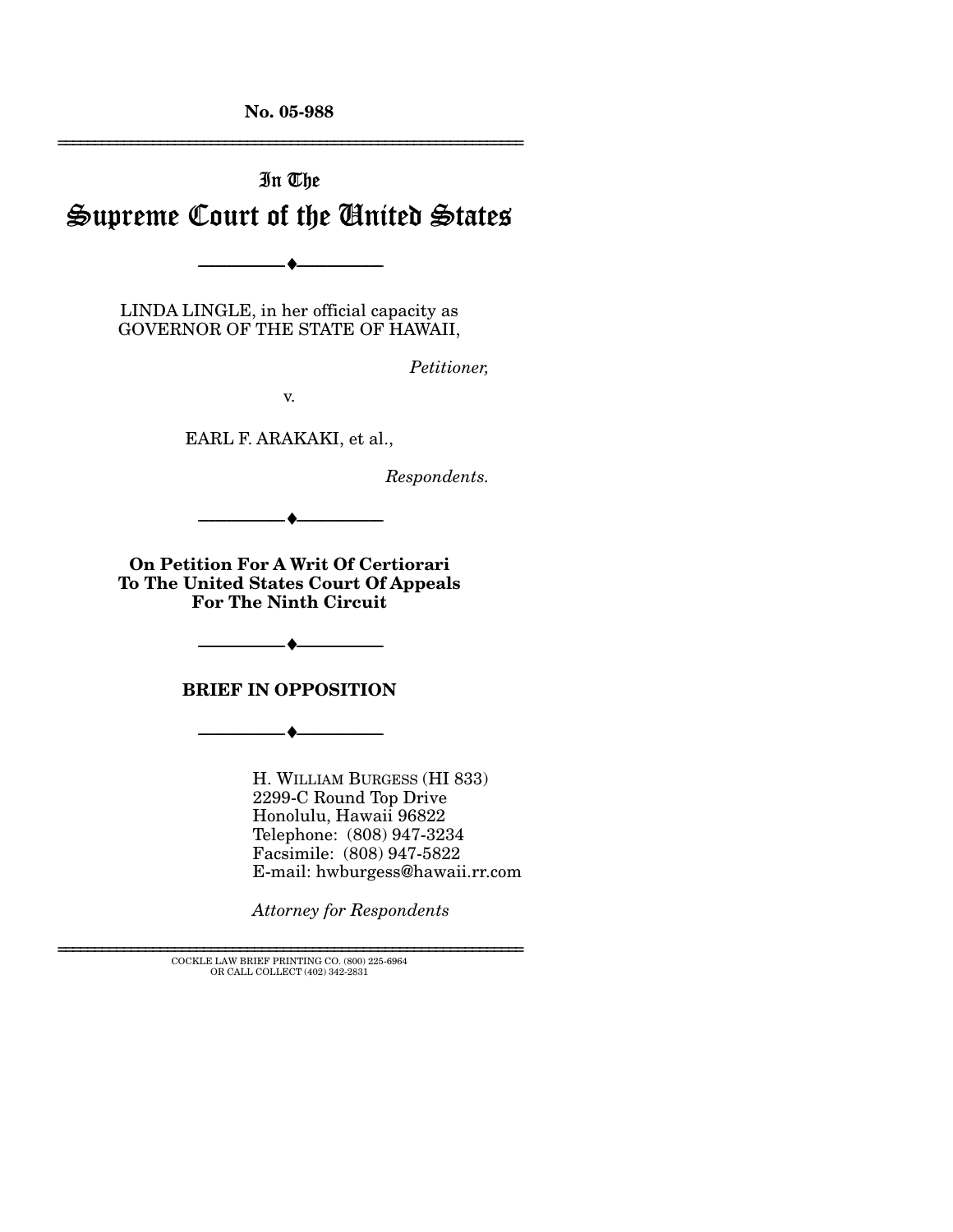No. 05-988

# In The Supreme Court of the United States

LINDA LINGLE, in her official capacity as GOVERNOR OF THE STATE OF HAWAII,

*Petitioner,*

v.

EARL F. ARAKAKI, et al.,

*Respondents.*

**On Petition For A Writ Of Certiorari To The United States Court Of Appeals For The Ninth Circuit**

## BRIEF IN OPPOSITION

H. WILLIAM BURGESS (HI 833)
2299-C Round Top Drive
Honolulu, Hawaii 96822
Telephone: (808) 947-3234
Facsimile: (808) 947-5822
E-mail: hwburgess@hawaii.rr.com

*Attorney for Respondents*

COCKLE LAW BRIEF PRINTING CO. (800) 225-6964
OR CALL COLLECT (402) 342-2831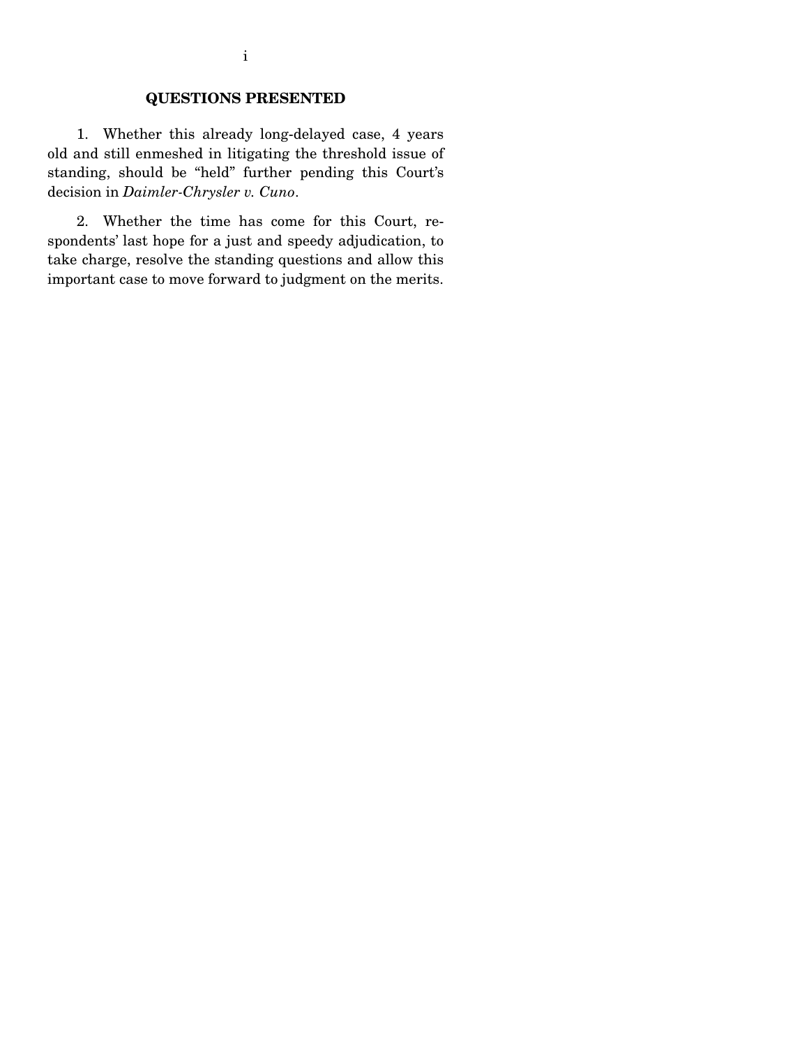## QUESTIONS PRESENTED

1. Whether this already long-delayed case, 4 years old and still enmeshed in litigating the threshold issue of standing, should be "held" further pending this Court's decision in *Daimler-Chrysler v. Cuno*.

2. Whether the time has come for this Court, respondents' last hope for a just and speedy adjudication, to take charge, resolve the standing questions and allow this important case to move forward to judgment on the merits.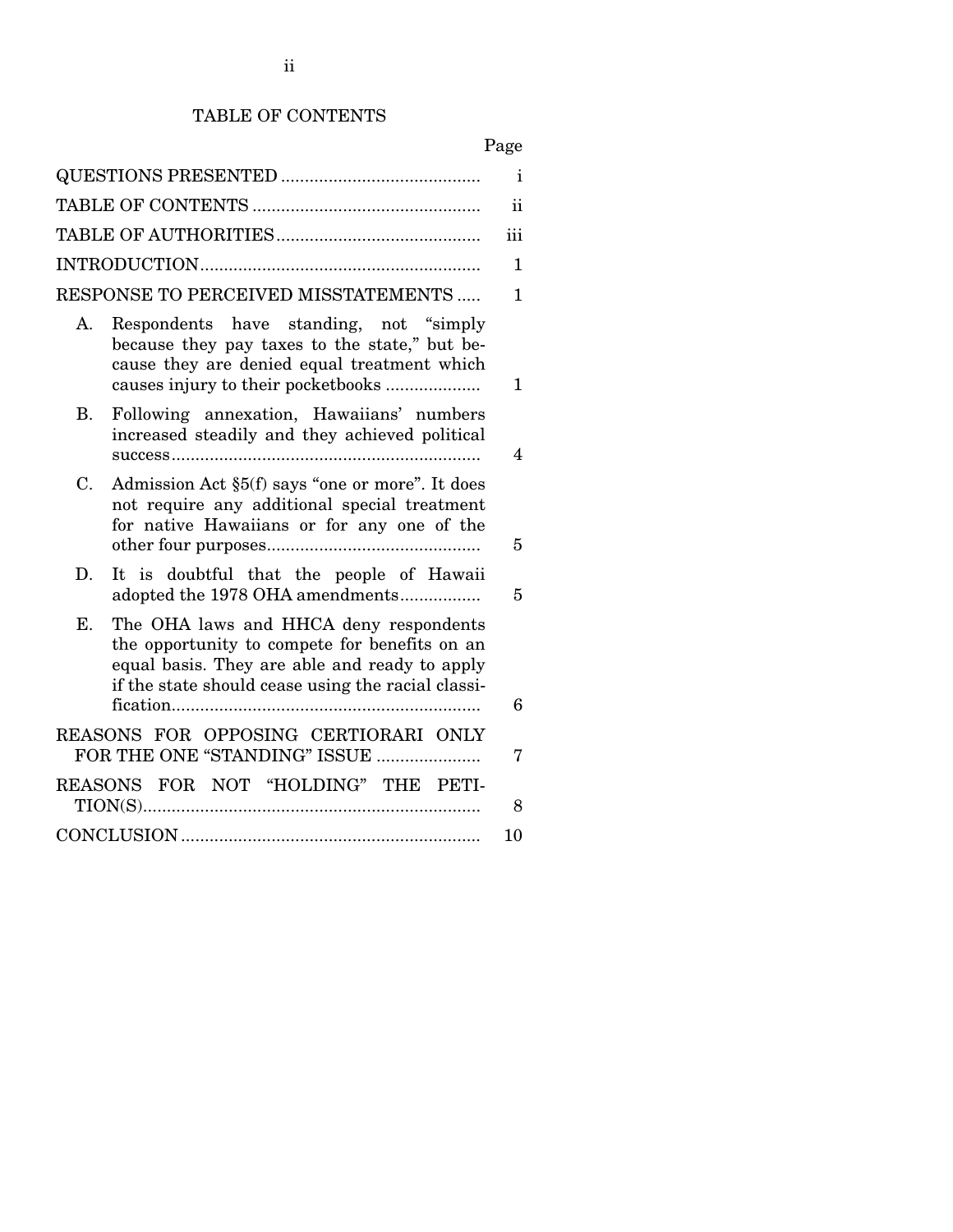# TABLE OF CONTENTS

| | Page |
|---|---|
| QUESTIONS PRESENTED | i |
| TABLE OF CONTENTS | ii |
| TABLE OF AUTHORITIES | iii |
| INTRODUCTION | 1 |
| RESPONSE TO PERCEIVED MISSTATEMENTS | 1 |
| A. Respondents have standing, not "simply because they pay taxes to the state," but because they are denied equal treatment which causes injury to their pocketbooks | 1 |
| B. Following annexation, Hawaiians' numbers increased steadily and they achieved political success | 4 |
| C. Admission Act §5(f) says "one or more". It does not require any additional special treatment for native Hawaiians or for any one of the other four purposes | 5 |
| D. It is doubtful that the people of Hawaii adopted the 1978 OHA amendments | 5 |
| E. The OHA laws and HHCA deny respondents the opportunity to compete for benefits on an equal basis. They are able and ready to apply if the state should cease using the racial classification | 6 |
| REASONS FOR OPPOSING CERTIORARI ONLY FOR THE ONE "STANDING" ISSUE | 7 |
| REASONS FOR NOT "HOLDING" THE PETITION(S) | 8 |
| CONCLUSION | 10 |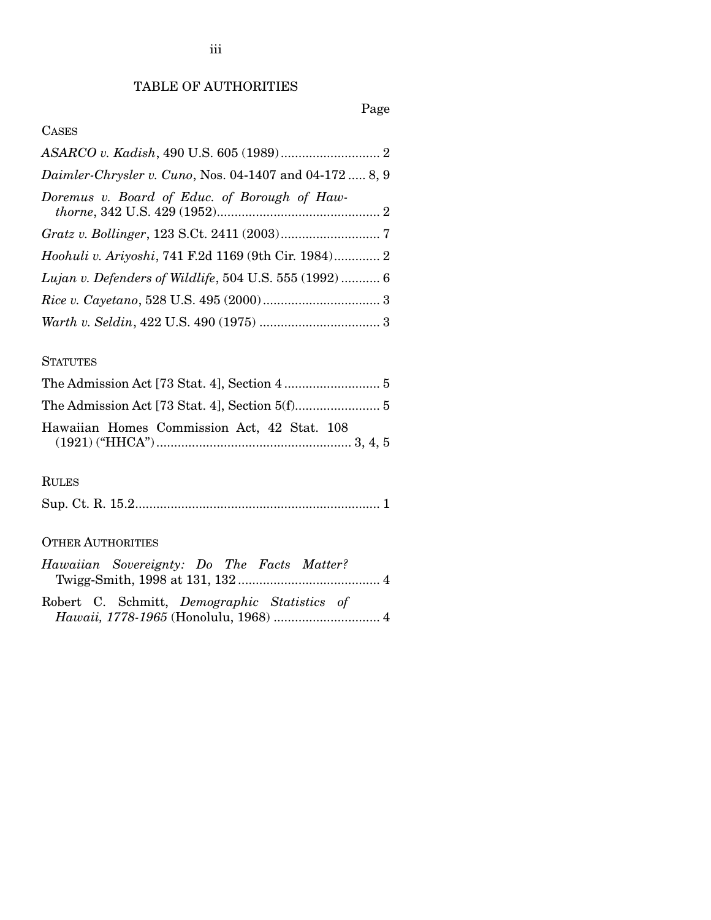# TABLE OF AUTHORITIES

Page

## CASES

*ASARCO v. Kadish*, 490 U.S. 605 (1989) ............................ 2

*Daimler-Chrysler v. Cuno*, Nos. 04-1407 and 04-172 ..... 8, 9

*Doremus v. Board of Educ. of Borough of Hawthorne*, 342 U.S. 429 (1952) .............................................. 2

*Gratz v. Bollinger*, 123 S.Ct. 2411 (2003) ............................ 7

*Hoohuli v. Ariyoshi*, 741 F.2d 1169 (9th Cir. 1984) ............. 2

*Lujan v. Defenders of Wildlife*, 504 U.S. 555 (1992) ........... 6

*Rice v. Cayetano*, 528 U.S. 495 (2000) ................................. 3

*Warth v. Seldin*, 422 U.S. 490 (1975) .................................. 3

## STATUTES

The Admission Act [73 Stat. 4], Section 4 ........................... 5

The Admission Act [73 Stat. 4], Section 5(f) ........................ 5

Hawaiian Homes Commission Act, 42 Stat. 108 (1921) ("HHCA") ....................................................... 3, 4, 5

## RULES

Sup. Ct. R. 15.2 ..................................................................... 1

## OTHER AUTHORITIES

*Hawaiian Sovereignty: Do The Facts Matter?* Twigg-Smith, 1998 at 131, 132 ........................................ 4

Robert C. Schmitt, *Demographic Statistics of Hawaii, 1778-1965* (Honolulu, 1968) .............................. 4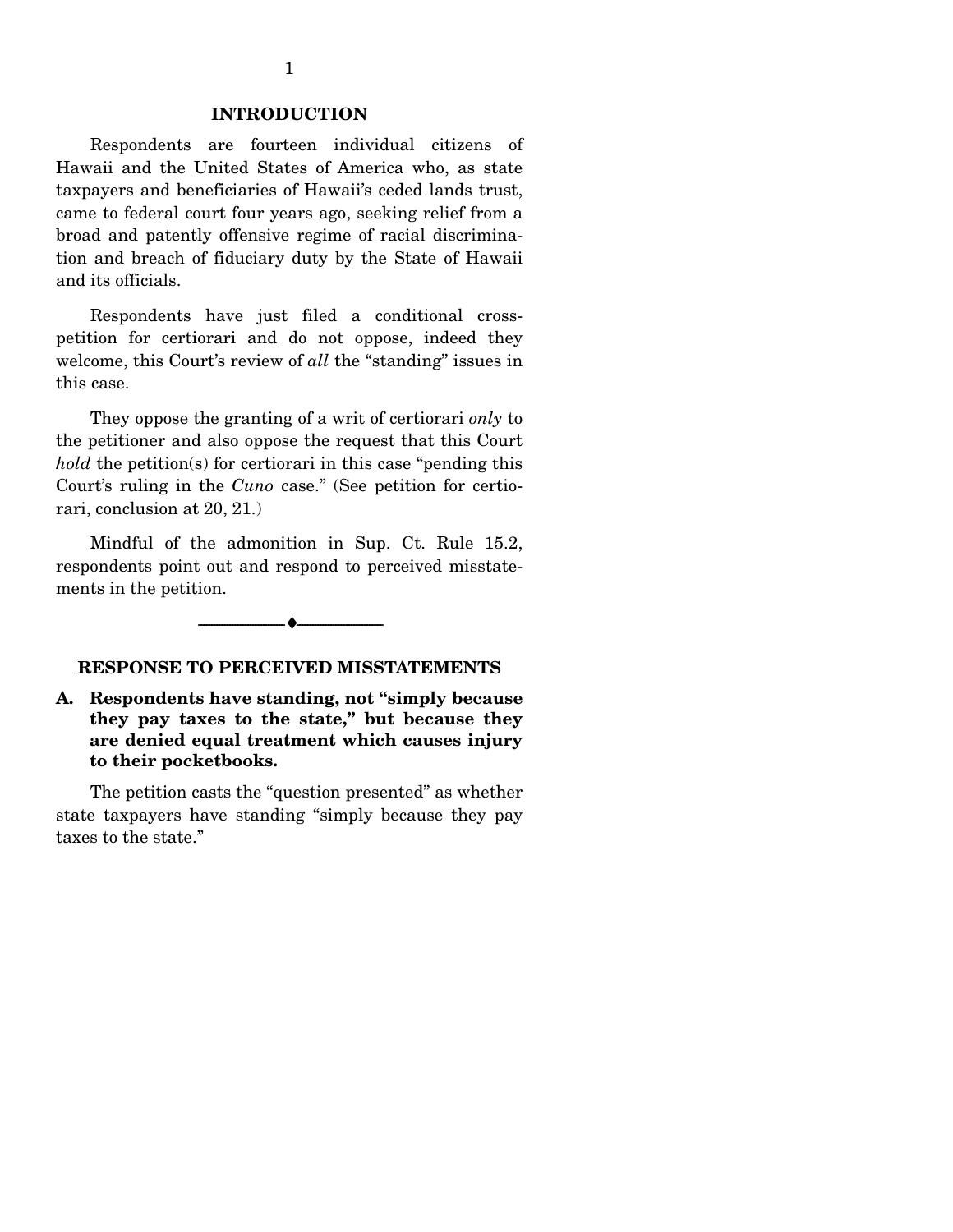## INTRODUCTION

Respondents are fourteen individual citizens of Hawaii and the United States of America who, as state taxpayers and beneficiaries of Hawaii's ceded lands trust, came to federal court four years ago, seeking relief from a broad and patently offensive regime of racial discrimination and breach of fiduciary duty by the State of Hawaii and its officials.

Respondents have just filed a conditional cross-petition for certiorari and do not oppose, indeed they welcome, this Court's review of *all* the "standing" issues in this case.

They oppose the granting of a writ of certiorari *only* to the petitioner and also oppose the request that this Court *hold* the petition(s) for certiorari in this case "pending this Court's ruling in the *Cuno* case." (See petition for certiorari, conclusion at 20, 21.)

Mindful of the admonition in Sup. Ct. Rule 15.2, respondents point out and respond to perceived misstatements in the petition.

---

## RESPONSE TO PERCEIVED MISSTATEMENTS

### A. Respondents have standing, not "simply because they pay taxes to the state," but because they are denied equal treatment which causes injury to their pocketbooks.

The petition casts the "question presented" as whether state taxpayers have standing "simply because they pay taxes to the state."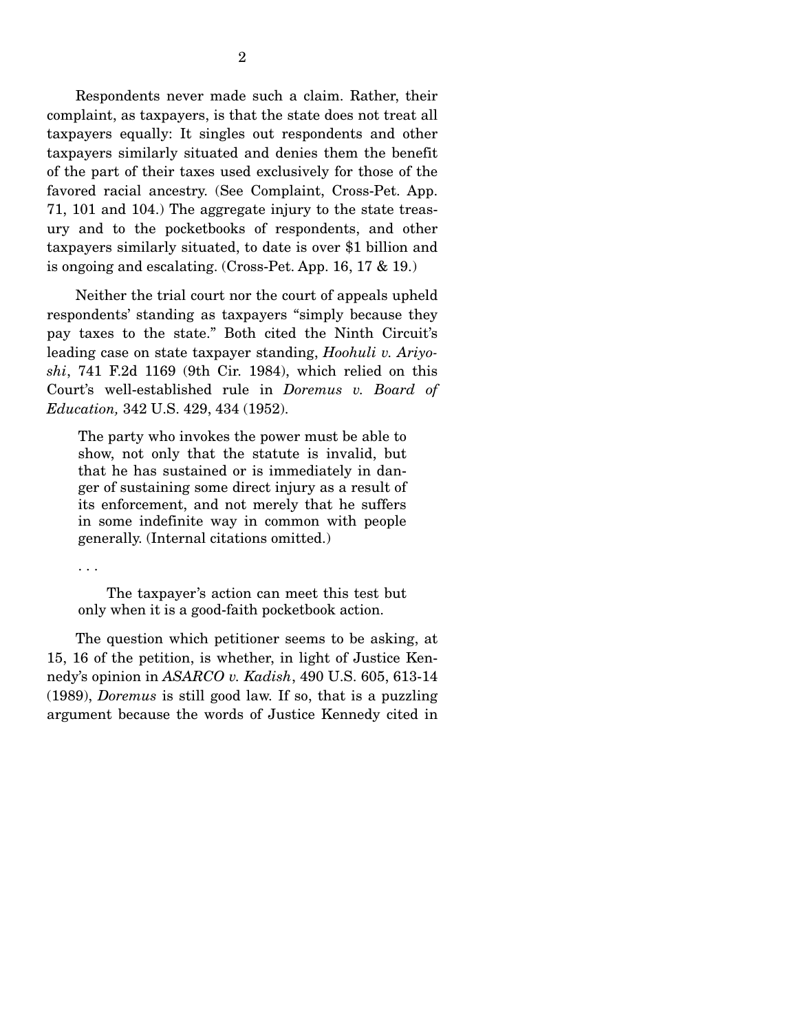Respondents never made such a claim. Rather, their complaint, as taxpayers, is that the state does not treat all taxpayers equally: It singles out respondents and other taxpayers similarly situated and denies them the benefit of the part of their taxes used exclusively for those of the favored racial ancestry. (See Complaint, Cross-Pet. App. 71, 101 and 104.) The aggregate injury to the state treasury and to the pocketbooks of respondents, and other taxpayers similarly situated, to date is over $1 billion and is ongoing and escalating. (Cross-Pet. App. 16, 17 & 19.)

Neither the trial court nor the court of appeals upheld respondents' standing as taxpayers "simply because they pay taxes to the state." Both cited the Ninth Circuit's leading case on state taxpayer standing, *Hoohuli v. Ariyoshi*, 741 F.2d 1169 (9th Cir. 1984), which relied on this Court's well-established rule in *Doremus v. Board of Education,* 342 U.S. 429, 434 (1952).

> The party who invokes the power must be able to show, not only that the statute is invalid, but that he has sustained or is immediately in danger of sustaining some direct injury as a result of its enforcement, and not merely that he suffers in some indefinite way in common with people generally. (Internal citations omitted.)
>
> . . .
>
> The taxpayer's action can meet this test but only when it is a good-faith pocketbook action.

The question which petitioner seems to be asking, at 15, 16 of the petition, is whether, in light of Justice Kennedy's opinion in *ASARCO v. Kadish*, 490 U.S. 605, 613-14 (1989), *Doremus* is still good law. If so, that is a puzzling argument because the words of Justice Kennedy cited in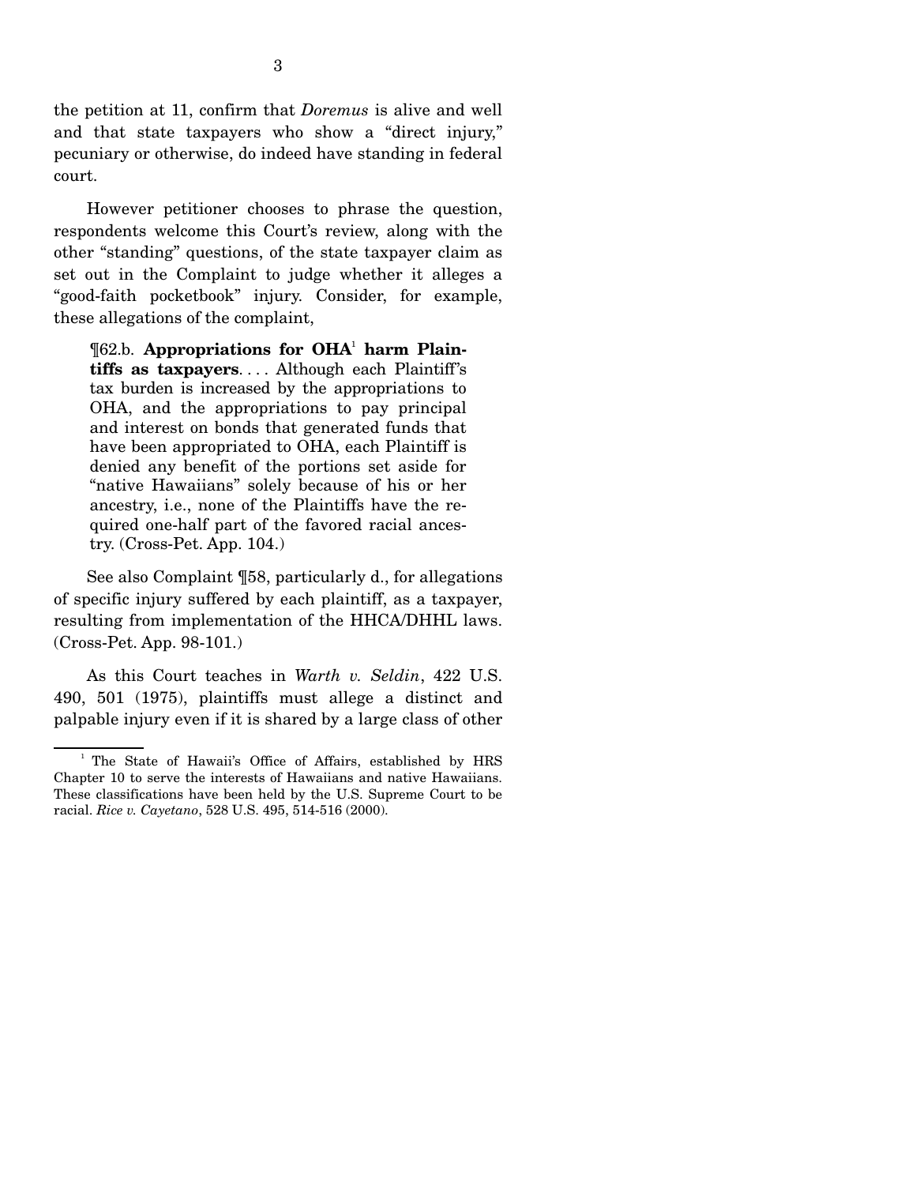the petition at 11, confirm that *Doremus* is alive and well and that state taxpayers who show a "direct injury," pecuniary or otherwise, do indeed have standing in federal court.

However petitioner chooses to phrase the question, respondents welcome this Court's review, along with the other "standing" questions, of the state taxpayer claim as set out in the Complaint to judge whether it alleges a "good-faith pocketbook" injury. Consider, for example, these allegations of the complaint,

> ¶62.b. **Appropriations for OHA[1] harm Plaintiffs as taxpayers**. . . . Although each Plaintiff's tax burden is increased by the appropriations to OHA, and the appropriations to pay principal and interest on bonds that generated funds that have been appropriated to OHA, each Plaintiff is denied any benefit of the portions set aside for "native Hawaiians" solely because of his or her ancestry, i.e., none of the Plaintiffs have the required one-half part of the favored racial ancestry. (Cross-Pet. App. 104.)

See also Complaint ¶58, particularly d., for allegations of specific injury suffered by each plaintiff, as a taxpayer, resulting from implementation of the HHCA/DHHL laws. (Cross-Pet. App. 98-101.)

As this Court teaches in *Warth v. Seldin*, 422 U.S. 490, 501 (1975), plaintiffs must allege a distinct and palpable injury even if it is shared by a large class of other

---

[1] The State of Hawaii's Office of Affairs, established by HRS Chapter 10 to serve the interests of Hawaiians and native Hawaiians. These classifications have been held by the U.S. Supreme Court to be racial. *Rice v. Cayetano*, 528 U.S. 495, 514-516 (2000).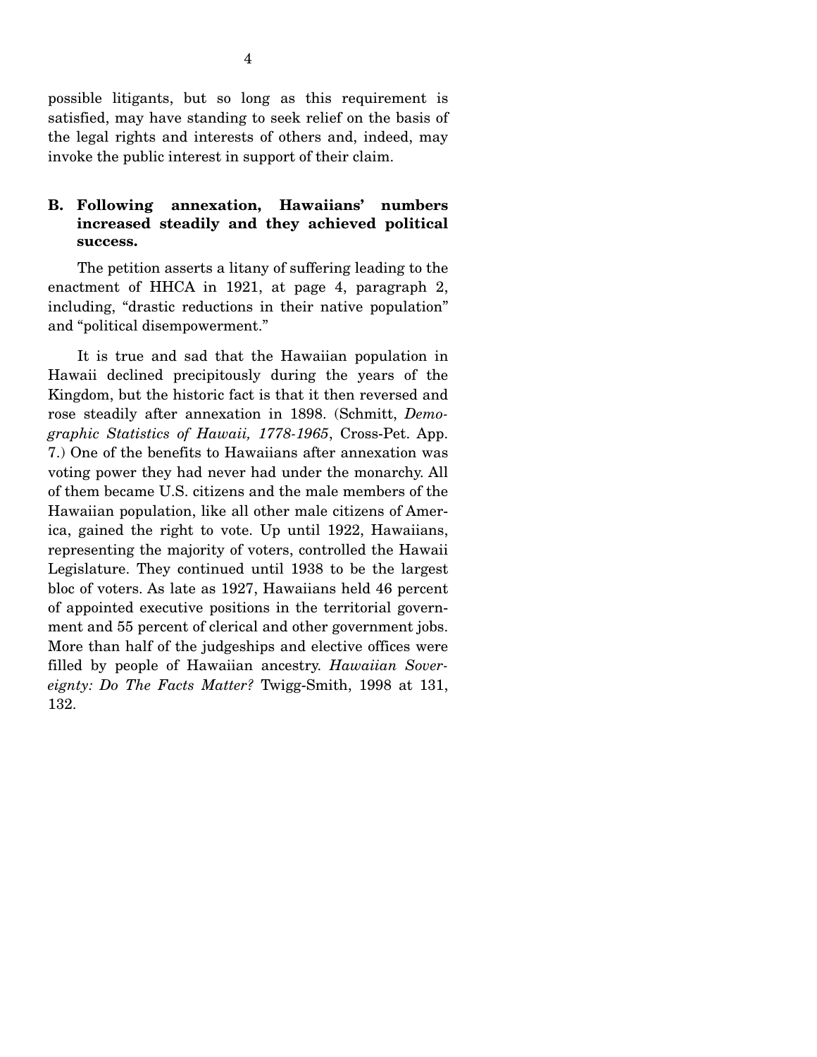possible litigants, but so long as this requirement is satisfied, may have standing to seek relief on the basis of the legal rights and interests of others and, indeed, may invoke the public interest in support of their claim.

### B. Following annexation, Hawaiians' numbers increased steadily and they achieved political success.

The petition asserts a litany of suffering leading to the enactment of HHCA in 1921, at page 4, paragraph 2, including, "drastic reductions in their native population" and "political disempowerment."

It is true and sad that the Hawaiian population in Hawaii declined precipitously during the years of the Kingdom, but the historic fact is that it then reversed and rose steadily after annexation in 1898. (Schmitt, *Demographic Statistics of Hawaii, 1778-1965*, Cross-Pet. App. 7.) One of the benefits to Hawaiians after annexation was voting power they had never had under the monarchy. All of them became U.S. citizens and the male members of the Hawaiian population, like all other male citizens of America, gained the right to vote. Up until 1922, Hawaiians, representing the majority of voters, controlled the Hawaii Legislature. They continued until 1938 to be the largest bloc of voters. As late as 1927, Hawaiians held 46 percent of appointed executive positions in the territorial government and 55 percent of clerical and other government jobs. More than half of the judgeships and elective offices were filled by people of Hawaiian ancestry. *Hawaiian Sovereignty: Do The Facts Matter?* Twigg-Smith, 1998 at 131, 132.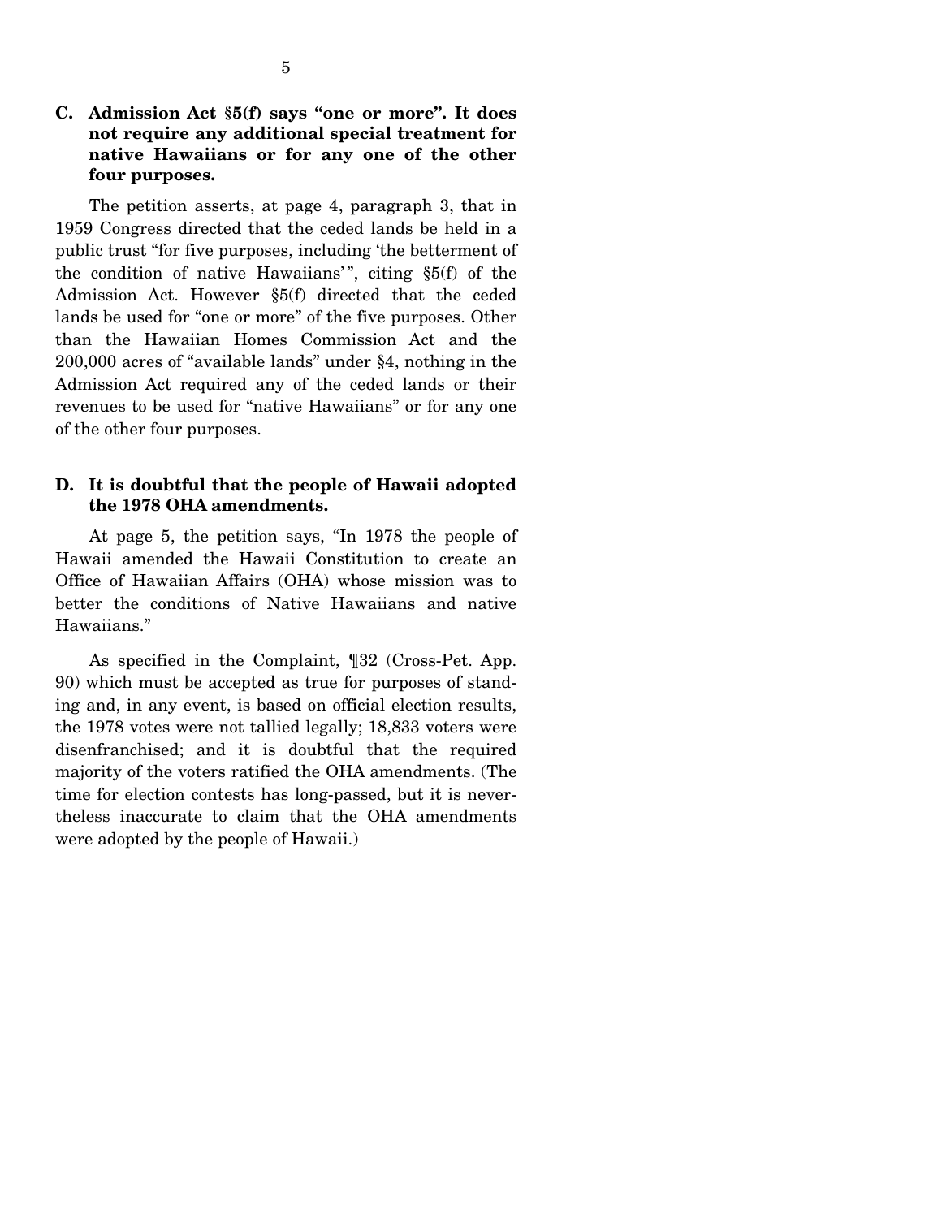### C. Admission Act §5(f) says "one or more". It does not require any additional special treatment for native Hawaiians or for any one of the other four purposes.

The petition asserts, at page 4, paragraph 3, that in 1959 Congress directed that the ceded lands be held in a public trust "for five purposes, including 'the betterment of the condition of native Hawaiians'", citing §5(f) of the Admission Act. However §5(f) directed that the ceded lands be used for "one or more" of the five purposes. Other than the Hawaiian Homes Commission Act and the 200,000 acres of "available lands" under §4, nothing in the Admission Act required any of the ceded lands or their revenues to be used for "native Hawaiians" or for any one of the other four purposes.

### D. It is doubtful that the people of Hawaii adopted the 1978 OHA amendments.

At page 5, the petition says, "In 1978 the people of Hawaii amended the Hawaii Constitution to create an Office of Hawaiian Affairs (OHA) whose mission was to better the conditions of Native Hawaiians and native Hawaiians."

As specified in the Complaint, ¶32 (Cross-Pet. App. 90) which must be accepted as true for purposes of standing and, in any event, is based on official election results, the 1978 votes were not tallied legally; 18,833 voters were disenfranchised; and it is doubtful that the required majority of the voters ratified the OHA amendments. (The time for election contests has long-passed, but it is nevertheless inaccurate to claim that the OHA amendments were adopted by the people of Hawaii.)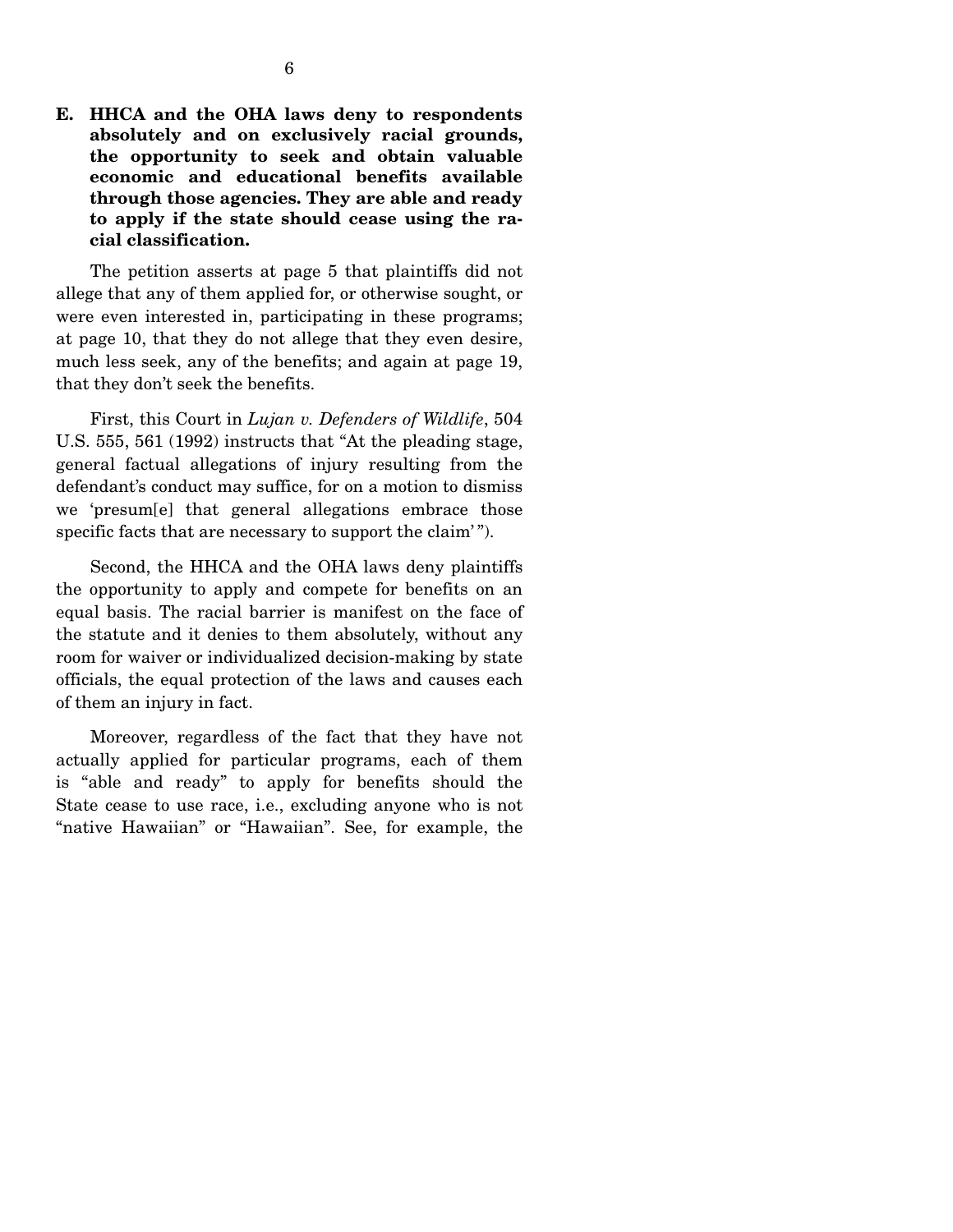**E. HHCA and the OHA laws deny to respondents absolutely and on exclusively racial grounds, the opportunity to seek and obtain valuable economic and educational benefits available through those agencies. They are able and ready to apply if the state should cease using the racial classification.**

The petition asserts at page 5 that plaintiffs did not allege that any of them applied for, or otherwise sought, or were even interested in, participating in these programs; at page 10, that they do not allege that they even desire, much less seek, any of the benefits; and again at page 19, that they don't seek the benefits.

First, this Court in *Lujan v. Defenders of Wildlife*, 504 U.S. 555, 561 (1992) instructs that "At the pleading stage, general factual allegations of injury resulting from the defendant's conduct may suffice, for on a motion to dismiss we 'presum[e] that general allegations embrace those specific facts that are necessary to support the claim' ").

Second, the HHCA and the OHA laws deny plaintiffs the opportunity to apply and compete for benefits on an equal basis. The racial barrier is manifest on the face of the statute and it denies to them absolutely, without any room for waiver or individualized decision-making by state officials, the equal protection of the laws and causes each of them an injury in fact.

Moreover, regardless of the fact that they have not actually applied for particular programs, each of them is "able and ready" to apply for benefits should the State cease to use race, i.e., excluding anyone who is not "native Hawaiian" or "Hawaiian". See, for example, the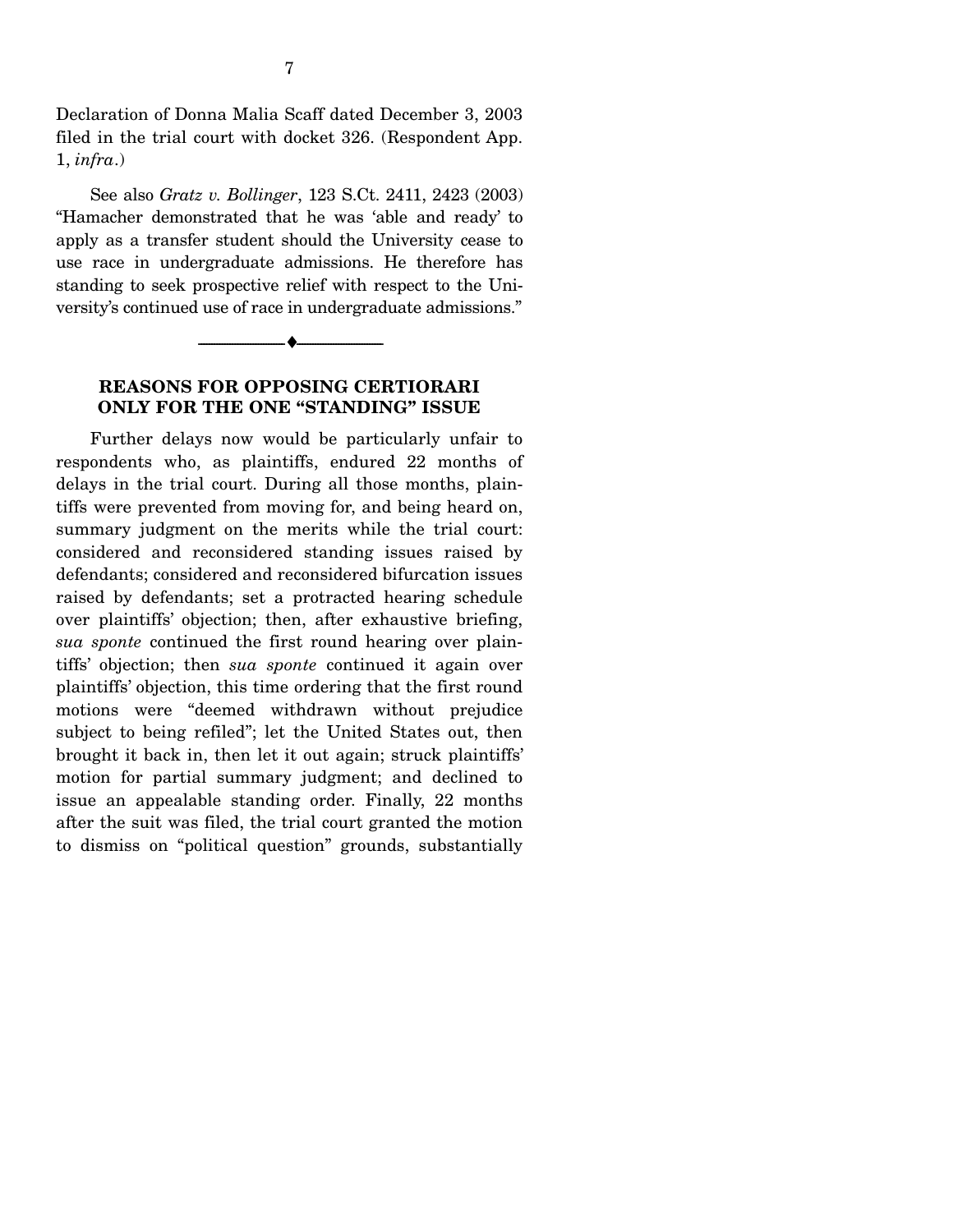Declaration of Donna Malia Scaff dated December 3, 2003 filed in the trial court with docket 326. (Respondent App. 1, *infra*.)

See also *Gratz v. Bollinger*, 123 S.Ct. 2411, 2423 (2003) "Hamacher demonstrated that he was 'able and ready' to apply as a transfer student should the University cease to use race in undergraduate admissions. He therefore has standing to seek prospective relief with respect to the University's continued use of race in undergraduate admissions."

---

## REASONS FOR OPPOSING CERTIORARI ONLY FOR THE ONE "STANDING" ISSUE

Further delays now would be particularly unfair to respondents who, as plaintiffs, endured 22 months of delays in the trial court. During all those months, plaintiffs were prevented from moving for, and being heard on, summary judgment on the merits while the trial court: considered and reconsidered standing issues raised by defendants; considered and reconsidered bifurcation issues raised by defendants; set a protracted hearing schedule over plaintiffs' objection; then, after exhaustive briefing, *sua sponte* continued the first round hearing over plaintiffs' objection; then *sua sponte* continued it again over plaintiffs' objection, this time ordering that the first round motions were "deemed withdrawn without prejudice subject to being refiled"; let the United States out, then brought it back in, then let it out again; struck plaintiffs' motion for partial summary judgment; and declined to issue an appealable standing order. Finally, 22 months after the suit was filed, the trial court granted the motion to dismiss on "political question" grounds, substantially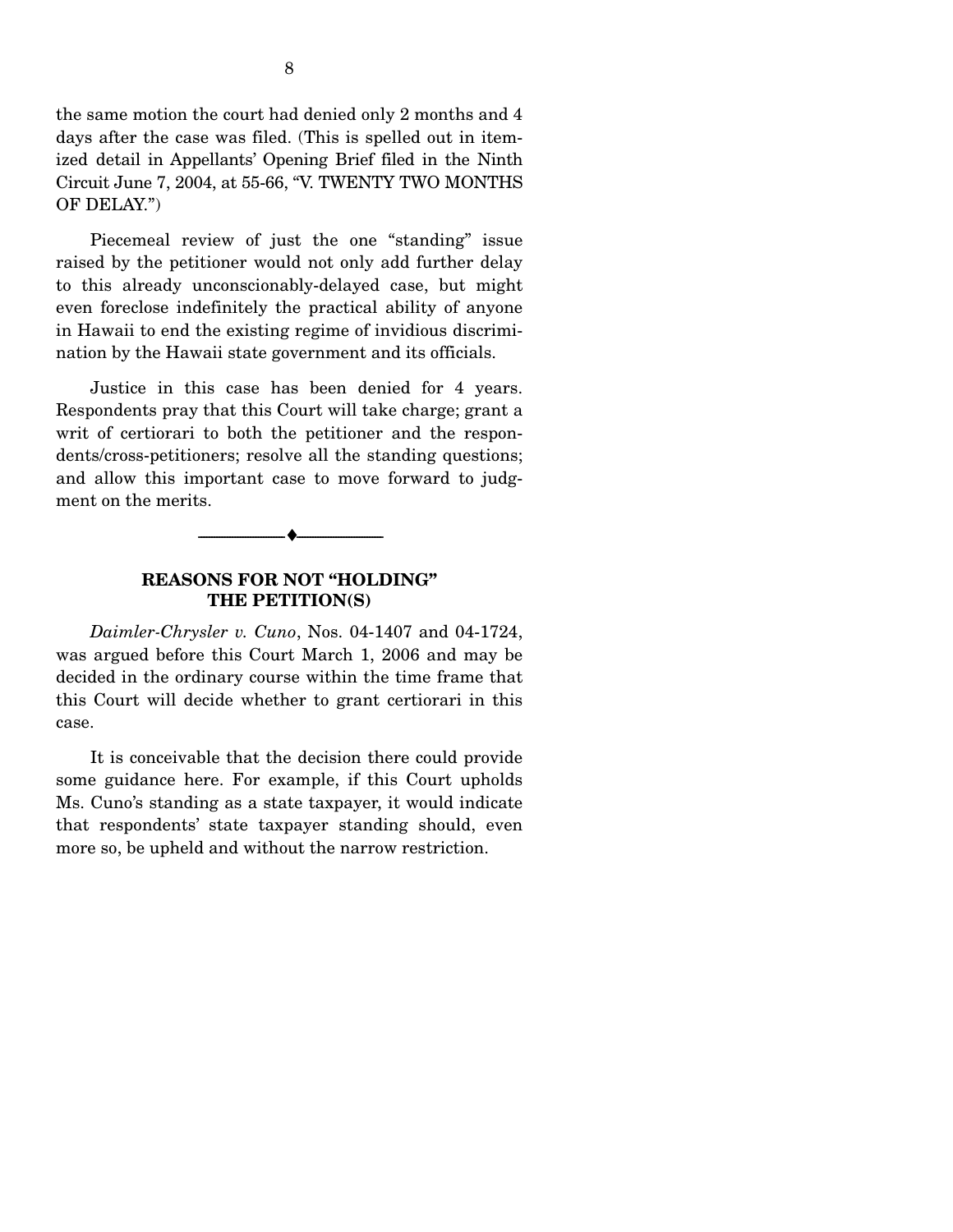the same motion the court had denied only 2 months and 4 days after the case was filed. (This is spelled out in itemized detail in Appellants' Opening Brief filed in the Ninth Circuit June 7, 2004, at 55-66, "V. TWENTY TWO MONTHS OF DELAY.")

Piecemeal review of just the one "standing" issue raised by the petitioner would not only add further delay to this already unconscionably-delayed case, but might even foreclose indefinitely the practical ability of anyone in Hawaii to end the existing regime of invidious discrimination by the Hawaii state government and its officials.

Justice in this case has been denied for 4 years. Respondents pray that this Court will take charge; grant a writ of certiorari to both the petitioner and the respondents/cross-petitioners; resolve all the standing questions; and allow this important case to move forward to judgment on the merits.

---

## REASONS FOR NOT "HOLDING" THE PETITION(S)

*Daimler-Chrysler v. Cuno*, Nos. 04-1407 and 04-1724, was argued before this Court March 1, 2006 and may be decided in the ordinary course within the time frame that this Court will decide whether to grant certiorari in this case.

It is conceivable that the decision there could provide some guidance here. For example, if this Court upholds Ms. Cuno's standing as a state taxpayer, it would indicate that respondents' state taxpayer standing should, even more so, be upheld and without the narrow restriction.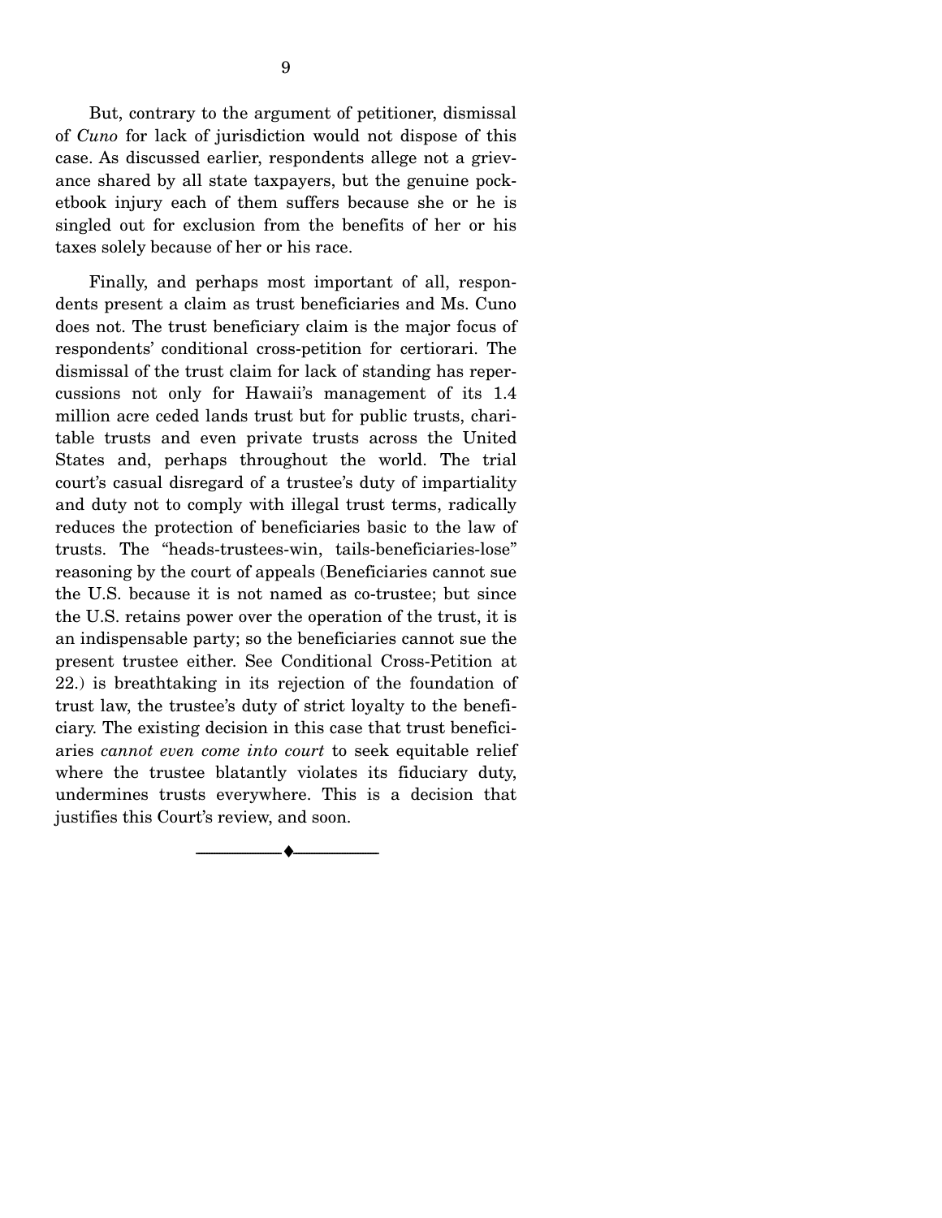But, contrary to the argument of petitioner, dismissal of *Cuno* for lack of jurisdiction would not dispose of this case. As discussed earlier, respondents allege not a grievance shared by all state taxpayers, but the genuine pocketbook injury each of them suffers because she or he is singled out for exclusion from the benefits of her or his taxes solely because of her or his race.

Finally, and perhaps most important of all, respondents present a claim as trust beneficiaries and Ms. Cuno does not. The trust beneficiary claim is the major focus of respondents' conditional cross-petition for certiorari. The dismissal of the trust claim for lack of standing has repercussions not only for Hawaii's management of its 1.4 million acre ceded lands trust but for public trusts, charitable trusts and even private trusts across the United States and, perhaps throughout the world. The trial court's casual disregard of a trustee's duty of impartiality and duty not to comply with illegal trust terms, radically reduces the protection of beneficiaries basic to the law of trusts. The "heads-trustees-win, tails-beneficiaries-lose" reasoning by the court of appeals (Beneficiaries cannot sue the U.S. because it is not named as co-trustee; but since the U.S. retains power over the operation of the trust, it is an indispensable party; so the beneficiaries cannot sue the present trustee either. See Conditional Cross-Petition at 22.) is breathtaking in its rejection of the foundation of trust law, the trustee's duty of strict loyalty to the beneficiary. The existing decision in this case that trust beneficiaries *cannot even come into court* to seek equitable relief where the trustee blatantly violates its fiduciary duty, undermines trusts everywhere. This is a decision that justifies this Court's review, and soon.

---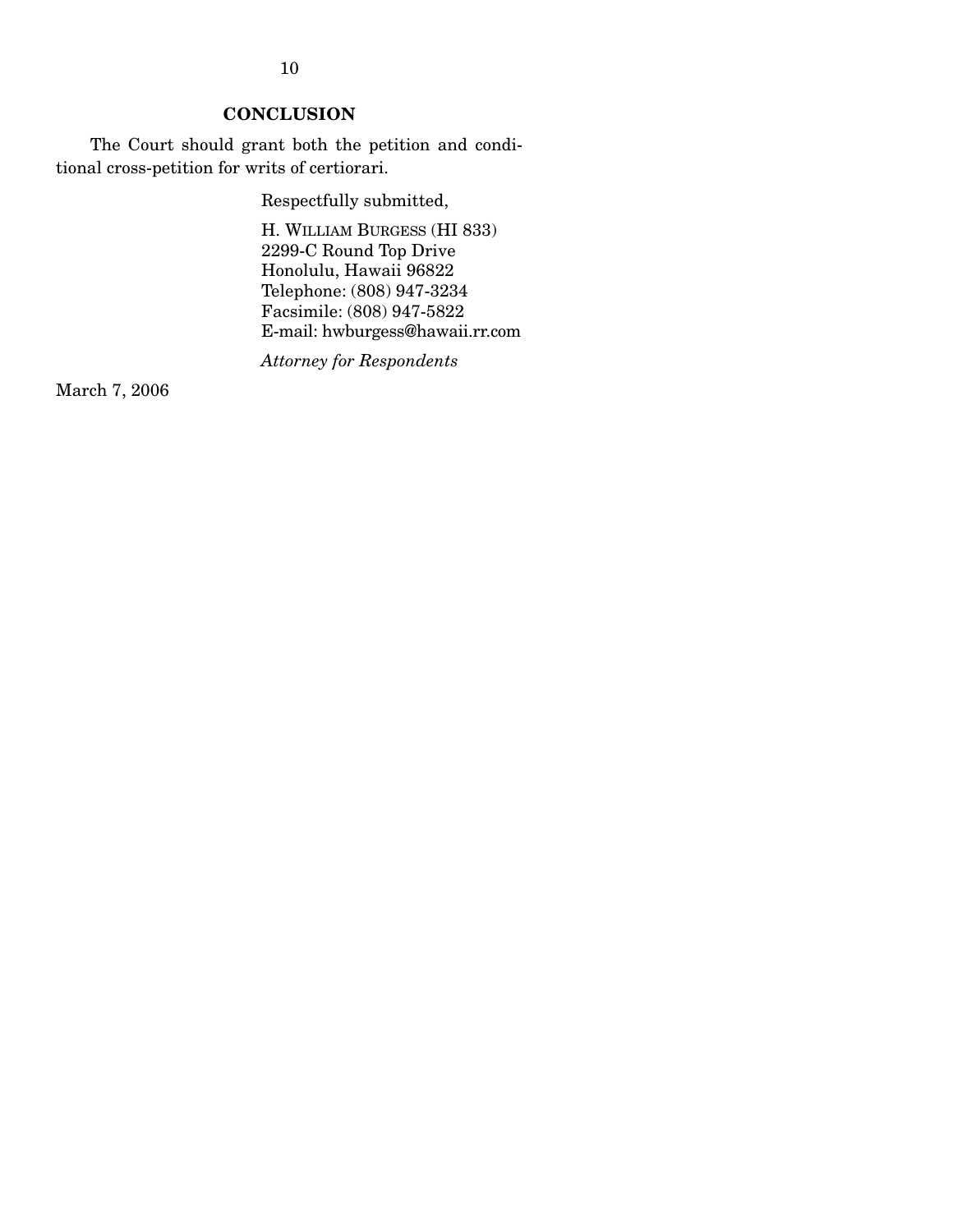## CONCLUSION

The Court should grant both the petition and conditional cross-petition for writs of certiorari.

Respectfully submitted,

H. WILLIAM BURGESS (HI 833)
2299-C Round Top Drive
Honolulu, Hawaii 96822
Telephone: (808) 947-3234
Facsimile: (808) 947-5822
E-mail: hwburgess@hawaii.rr.com

*Attorney for Respondents*

March 7, 2006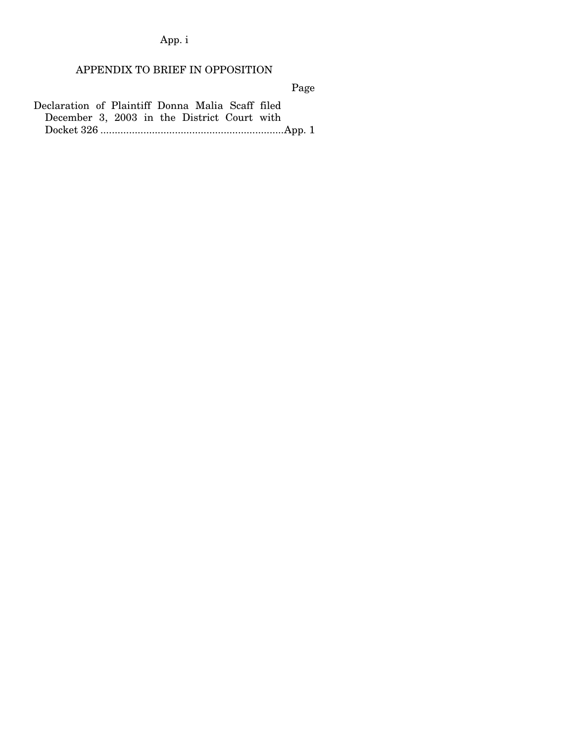## APPENDIX TO BRIEF IN OPPOSITION

| | Page |
|---|---|
| Declaration of Plaintiff Donna Malia Scaff filed December 3, 2003 in the District Court with Docket 326 | App. 1 |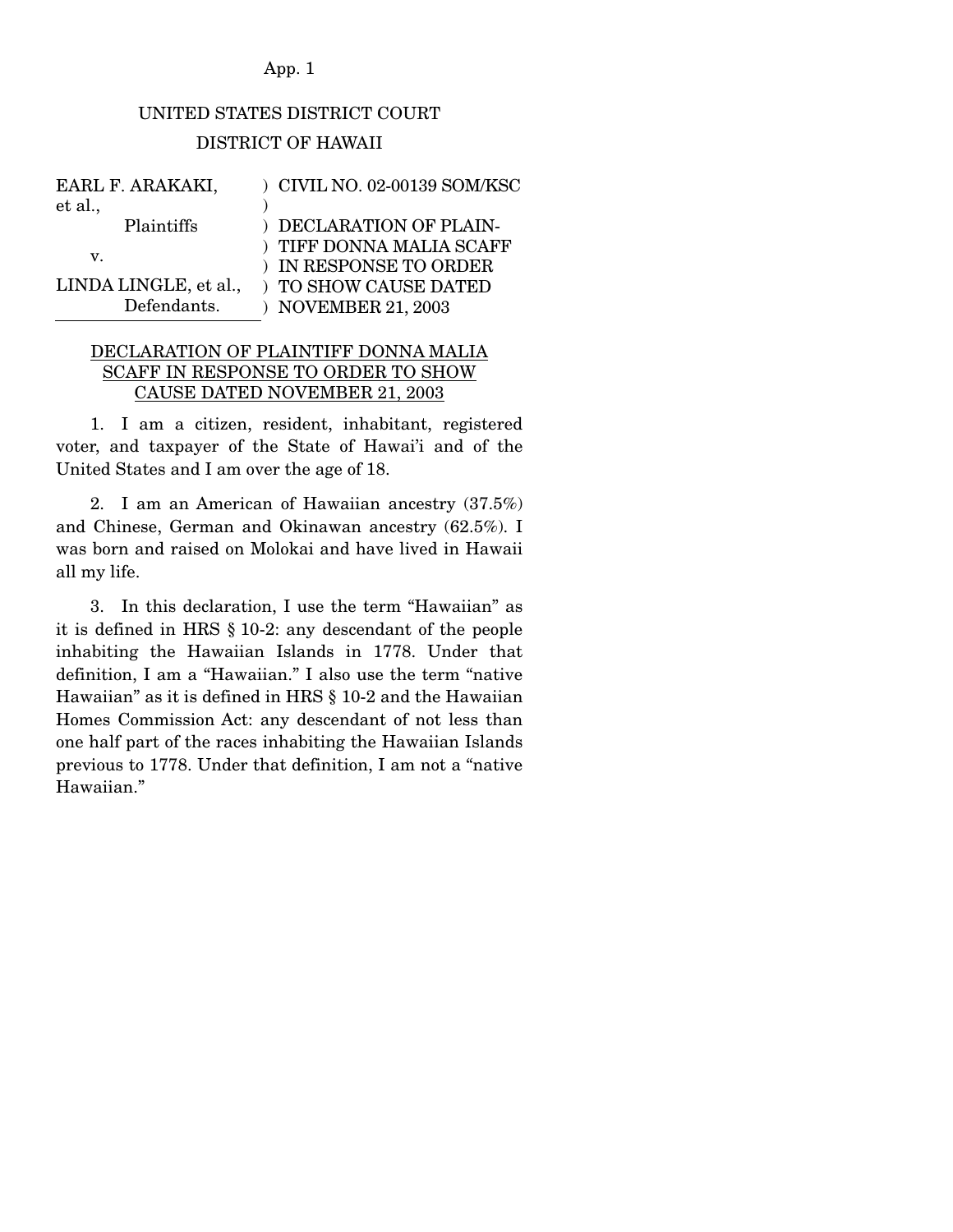UNITED STATES DISTRICT COURT

DISTRICT OF HAWAII

| | | |
|---|---|---|
| EARL F. ARAKAKI, et al., Plaintiffs | ) | CIVIL NO. 02-00139 SOM/KSC |
| v. | ) | DECLARATION OF PLAINTIFF DONNA MALIA SCAFF IN RESPONSE TO ORDER TO SHOW CAUSE DATED NOVEMBER 21, 2003 |
| LINDA LINGLE, et al., Defendants. | ) | |

DECLARATION OF PLAINTIFF DONNA MALIA SCAFF IN RESPONSE TO ORDER TO SHOW CAUSE DATED NOVEMBER 21, 2003

1. I am a citizen, resident, inhabitant, registered voter, and taxpayer of the State of Hawai'i and of the United States and I am over the age of 18.

2. I am an American of Hawaiian ancestry (37.5%) and Chinese, German and Okinawan ancestry (62.5%). I was born and raised on Molokai and have lived in Hawaii all my life.

3. In this declaration, I use the term "Hawaiian" as it is defined in HRS § 10-2: any descendant of the people inhabiting the Hawaiian Islands in 1778. Under that definition, I am a "Hawaiian." I also use the term "native Hawaiian" as it is defined in HRS § 10-2 and the Hawaiian Homes Commission Act: any descendant of not less than one half part of the races inhabiting the Hawaiian Islands previous to 1778. Under that definition, I am not a "native Hawaiian."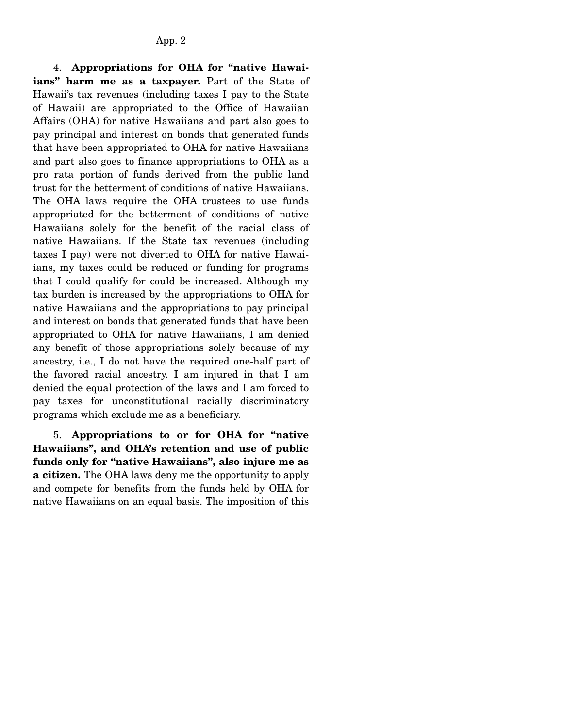4. **Appropriations for OHA for "native Hawaiians" harm me as a taxpayer.** Part of the State of Hawaii's tax revenues (including taxes I pay to the State of Hawaii) are appropriated to the Office of Hawaiian Affairs (OHA) for native Hawaiians and part also goes to pay principal and interest on bonds that generated funds that have been appropriated to OHA for native Hawaiians and part also goes to finance appropriations to OHA as a pro rata portion of funds derived from the public land trust for the betterment of conditions of native Hawaiians. The OHA laws require the OHA trustees to use funds appropriated for the betterment of conditions of native Hawaiians solely for the benefit of the racial class of native Hawaiians. If the State tax revenues (including taxes I pay) were not diverted to OHA for native Hawaiians, my taxes could be reduced or funding for programs that I could qualify for could be increased. Although my tax burden is increased by the appropriations to OHA for native Hawaiians and the appropriations to pay principal and interest on bonds that generated funds that have been appropriated to OHA for native Hawaiians, I am denied any benefit of those appropriations solely because of my ancestry, i.e., I do not have the required one-half part of the favored racial ancestry. I am injured in that I am denied the equal protection of the laws and I am forced to pay taxes for unconstitutional racially discriminatory programs which exclude me as a beneficiary.

5. **Appropriations to or for OHA for "native Hawaiians", and OHA's retention and use of public funds only for "native Hawaiians", also injure me as a citizen.** The OHA laws deny me the opportunity to apply and compete for benefits from the funds held by OHA for native Hawaiians on an equal basis. The imposition of this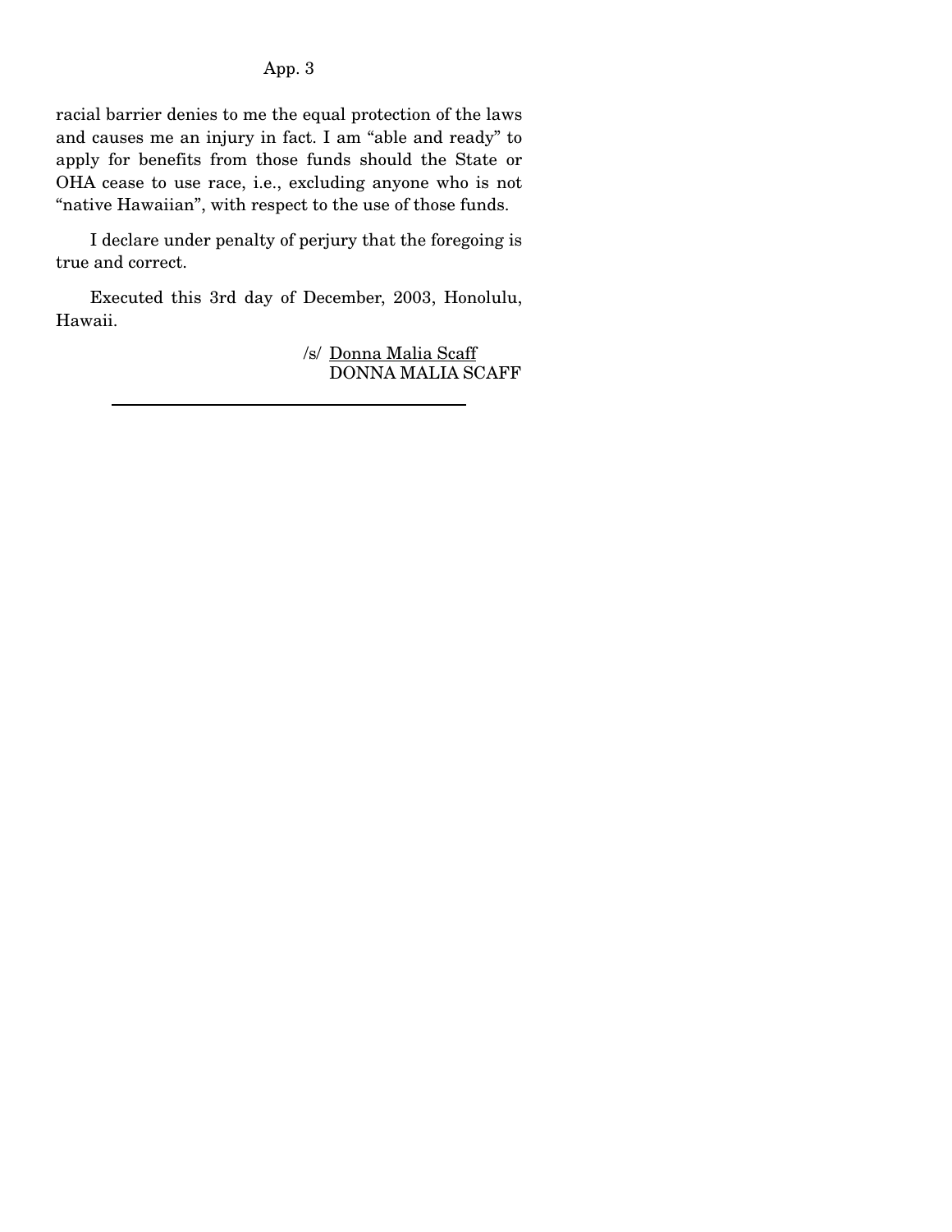racial barrier denies to me the equal protection of the laws and causes me an injury in fact. I am "able and ready" to apply for benefits from those funds should the State or OHA cease to use race, i.e., excluding anyone who is not "native Hawaiian", with respect to the use of those funds.

I declare under penalty of perjury that the foregoing is true and correct.

Executed this 3rd day of December, 2003, Honolulu, Hawaii.

/s/ Donna Malia Scaff
DONNA MALIA SCAFF